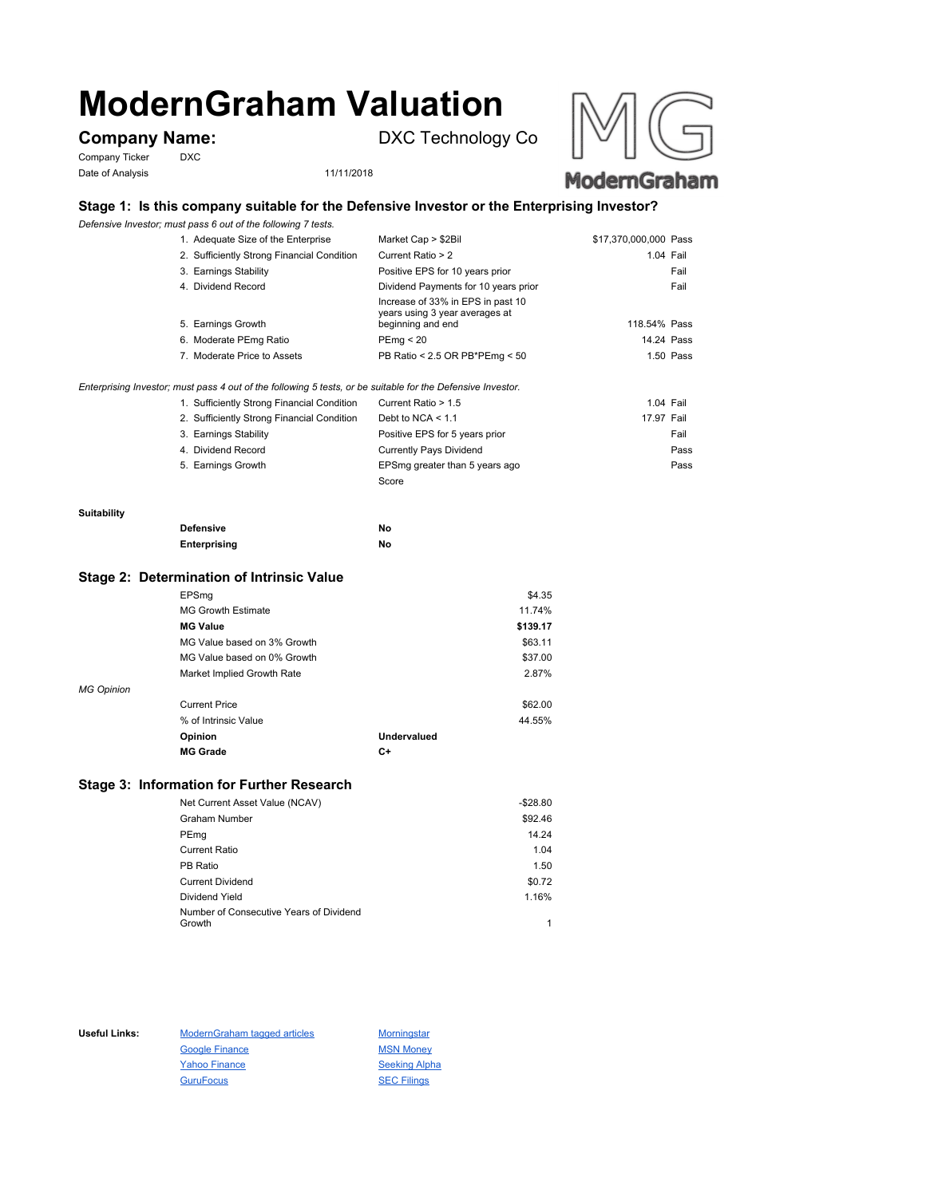# ModernGraham Valuation

## Company Name: DXC Technology Co

Company Ticker DXC

Date of Analysis 11/11/2018

### Stage 1: Is this company suitable for the Defensive Investor or the Enterprising Investor?

*Defensive Investor; must pass 6 out of the following 7 tests.*

| Test | Criterion | Value | Result |
|---|---|---|---|
| 1. Adequate Size of the Enterprise | Market Cap > $2Bil | $17,370,000,000 | Pass |
| 2. Sufficiently Strong Financial Condition | Current Ratio > 2 | 1.04 | Fail |
| 3. Earnings Stability | Positive EPS for 10 years prior | | Fail |
| 4. Dividend Record | Dividend Payments for 10 years prior | | Fail |
| 5. Earnings Growth | Increase of 33% in EPS in past 10 years using 3 year averages at beginning and end | 118.54% | Pass |
| 6. Moderate PEmg Ratio | PEmg < 20 | 14.24 | Pass |
| 7. Moderate Price to Assets | PB Ratio < 2.5 OR PB*PEmg < 50 | 1.50 | Pass |

*Enterprising Investor; must pass 4 out of the following 5 tests, or be suitable for the Defensive Investor.*

| Test | Criterion | Value | Result |
|---|---|---|---|
| 1. Sufficiently Strong Financial Condition | Current Ratio > 1.5 | 1.04 | Fail |
| 2. Sufficiently Strong Financial Condition | Debt to NCA < 1.1 | 17.97 | Fail |
| 3. Earnings Stability | Positive EPS for 5 years prior | | Fail |
| 4. Dividend Record | Currently Pays Dividend | | Pass |
| 5. Earnings Growth | EPSmg greater than 5 years ago | | Pass |
| | Score | | |

**Suitability**

| | |
|---|---|
| **Defensive** | **No** |
| **Enterprising** | **No** |

### Stage 2: Determination of Intrinsic Value

| | |
|---|---|
| EPSmg | $4.35 |
| MG Growth Estimate | 11.74% |
| **MG Value** | **$139.17** |
| MG Value based on 3% Growth | $63.11 |
| MG Value based on 0% Growth | $37.00 |
| Market Implied Growth Rate | 2.87% |

*MG Opinion*

| | |
|---|---|
| Current Price | $62.00 |
| % of Intrinsic Value | 44.55% |
| **Opinion** | **Undervalued** |
| **MG Grade** | **C+** |

### Stage 3: Information for Further Research

| | |
|---|---|
| Net Current Asset Value (NCAV) | -$28.80 |
| Graham Number | $92.46 |
| PEmg | 14.24 |
| Current Ratio | 1.04 |
| PB Ratio | 1.50 |
| Current Dividend | $0.72 |
| Dividend Yield | 1.16% |
| Number of Consecutive Years of Dividend Growth | 1 |

**Useful Links:**

- ModernGraham tagged articles
- Google Finance
- Yahoo Finance
- GuruFocus
- Morningstar
- MSN Money
- Seeking Alpha
- SEC Filings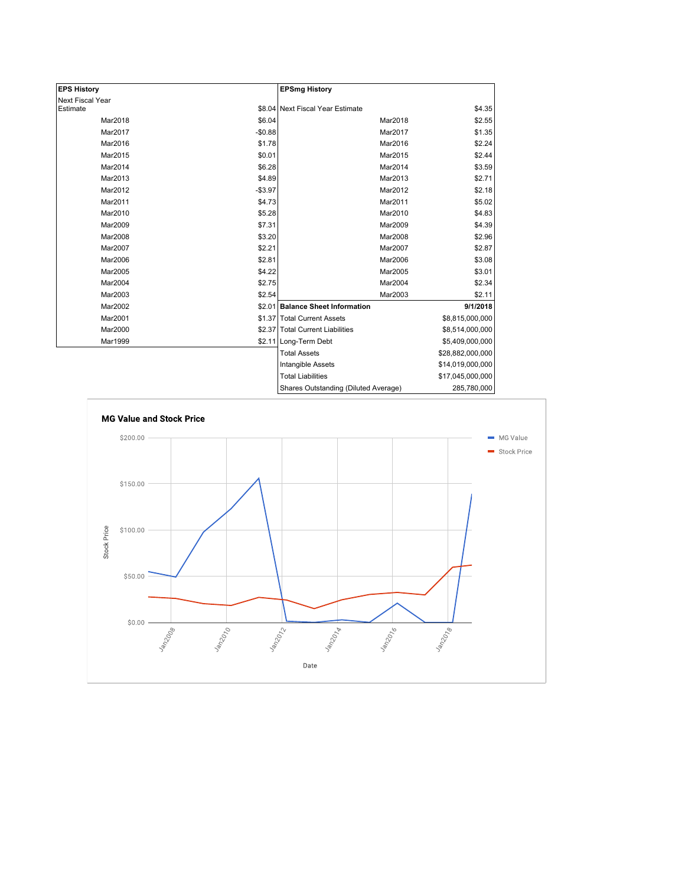| EPS History | |
|---|---|
| Next Fiscal Year Estimate | $8.04 |
| Mar2018 | $6.04 |
| Mar2017 | -$0.88 |
| Mar2016 | $1.78 |
| Mar2015 | $0.01 |
| Mar2014 | $6.28 |
| Mar2013 | $4.89 |
| Mar2012 | -$3.97 |
| Mar2011 | $4.73 |
| Mar2010 | $5.28 |
| Mar2009 | $7.31 |
| Mar2008 | $3.20 |
| Mar2007 | $2.21 |
| Mar2006 | $2.81 |
| Mar2005 | $4.22 |
| Mar2004 | $2.75 |
| Mar2003 | $2.54 |
| Mar2002 | $2.01 |
| Mar2001 | $1.37 |
| Mar2000 | $2.37 |
| Mar1999 | $2.11 |

| EPSmg History | |
|---|---|
| Next Fiscal Year Estimate | $4.35 |
| Mar2018 | $2.55 |
| Mar2017 | $1.35 |
| Mar2016 | $2.24 |
| Mar2015 | $2.44 |
| Mar2014 | $3.59 |
| Mar2013 | $2.71 |
| Mar2012 | $2.18 |
| Mar2011 | $5.02 |
| Mar2010 | $4.83 |
| Mar2009 | $4.39 |
| Mar2008 | $2.96 |
| Mar2007 | $2.87 |
| Mar2006 | $3.08 |
| Mar2005 | $3.01 |
| Mar2004 | $2.34 |
| Mar2003 | $2.11 |

| Balance Sheet Information | 9/1/2018 |
|---|---|
| Total Current Assets | $8,815,000,000 |
| Total Current Liabilities | $8,514,000,000 |
| Long-Term Debt | $5,409,000,000 |
| Total Assets | $28,882,000,000 |
| Intangible Assets | $14,019,000,000 |
| Total Liabilities | $17,045,000,000 |
| Shares Outstanding (Diluted Average) | 285,780,000 |

**MG Value and Stock Price**

Legend: MG Value, Stock Price

Y-axis: Stock Price ($0.00 – $200.00); X-axis: Date (Jan2008 – Jan2018)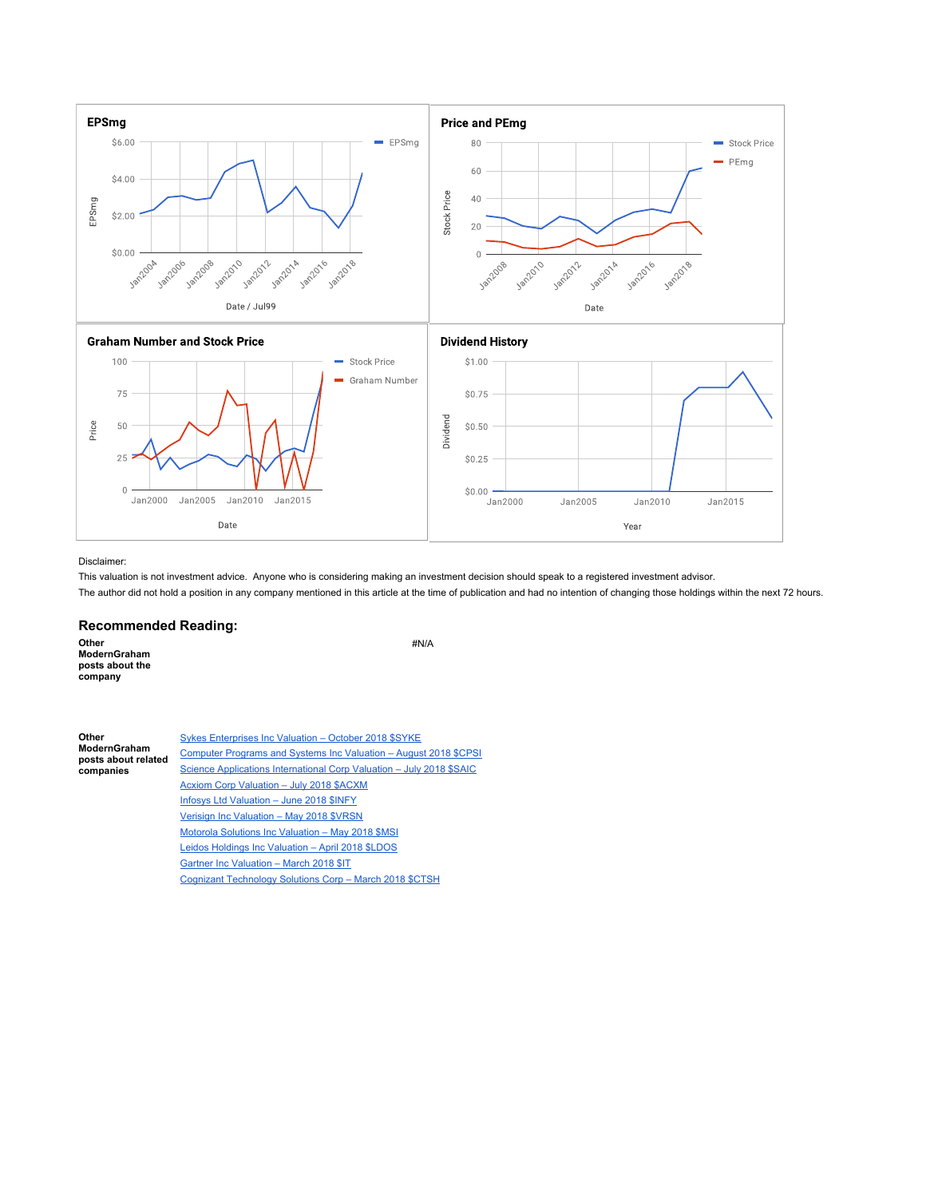EPSmg

$6.00
$4.00
$2.00
$0.00

EPSmg

Jan2004 Jan2006 Jan2008 Jan2010 Jan2012 Jan2014 Jan2016 Jan2018

Date / Jul99

EPSmg

Price and PEmg

80
60
40
20
0

Stock Price

Jan2008 Jan2010 Jan2012 Jan2014 Jan2016 Jan2018

Date

Stock Price
PEmg

Graham Number and Stock Price

100
75
50
25
0

Price

Jan2000 Jan2005 Jan2010 Jan2015

Date

Stock Price
Graham Number

Dividend History

$1.00
$0.75
$0.50
$0.25
$0.00

Dividend

Jan2000 Jan2005 Jan2010 Jan2015

Year

Disclaimer:

This valuation is not investment advice. Anyone who is considering making an investment decision should speak to a registered investment advisor.

The author did not hold a position in any company mentioned in this article at the time of publication and had no intention of changing those holdings within the next 72 hours.

## Recommended Reading:

| | |
|---|---|
| **Other ModernGraham posts about the company** | #N/A |
| **Other ModernGraham posts about related companies** | Sykes Enterprises Inc Valuation – October 2018 $SYKE<br>Computer Programs and Systems Inc Valuation – August 2018 $CPSI<br>Science Applications International Corp Valuation – July 2018 $SAIC<br>Acxiom Corp Valuation – July 2018 $ACXM<br>Infosys Ltd Valuation – June 2018 $INFY<br>Verisign Inc Valuation – May 2018 $VRSN<br>Motorola Solutions Inc Valuation – May 2018 $MSI<br>Leidos Holdings Inc Valuation – April 2018 $LDOS<br>Gartner Inc Valuation – March 2018 $IT<br>Cognizant Technology Solutions Corp – March 2018 $CTSH |